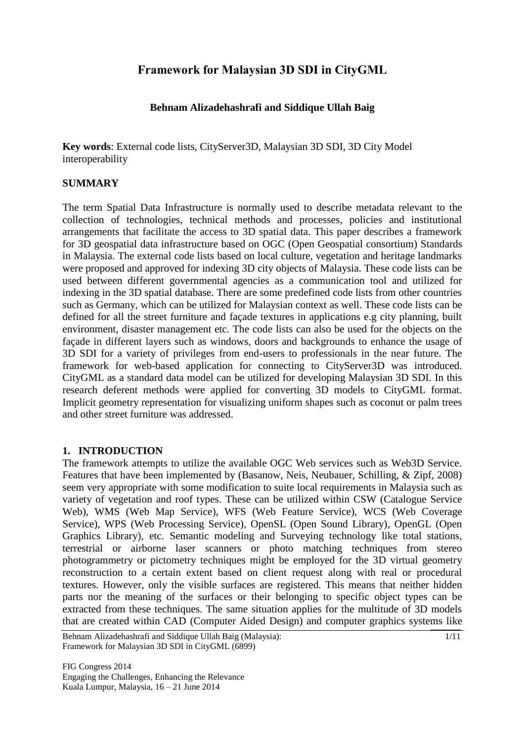# Framework for Malaysian 3D SDI in CityGML

**Behnam Alizadehashrafi and Siddique Ullah Baig**

**Key words**: External code lists, CityServer3D, Malaysian 3D SDI, 3D City Model interoperability

## SUMMARY

The term Spatial Data Infrastructure is normally used to describe metadata relevant to the collection of technologies, technical methods and processes, policies and institutional arrangements that facilitate the access to 3D spatial data. This paper describes a framework for 3D geospatial data infrastructure based on OGC (Open Geospatial consortium) Standards in Malaysia. The external code lists based on local culture, vegetation and heritage landmarks were proposed and approved for indexing 3D city objects of Malaysia. These code lists can be used between different governmental agencies as a communication tool and utilized for indexing in the 3D spatial database. There are some predefined code lists from other countries such as Germany, which can be utilized for Malaysian context as well. These code lists can be defined for all the street furniture and façade textures in applications e.g city planning, built environment, disaster management etc. The code lists can also be used for the objects on the façade in different layers such as windows, doors and backgrounds to enhance the usage of 3D SDI for a variety of privileges from end-users to professionals in the near future. The framework for web-based application for connecting to CityServer3D was introduced. CityGML as a standard data model can be utilized for developing Malaysian 3D SDI. In this research deferent methods were applied for converting 3D models to CityGML format. Implicit geometry representation for visualizing uniform shapes such as coconut or palm trees and other street furniture was addressed.

## 1. INTRODUCTION

The framework attempts to utilize the available OGC Web services such as Web3D Service. Features that have been implemented by (Basanow, Neis, Neubauer, Schilling, & Zipf, 2008) seem very appropriate with some modification to suite local requirements in Malaysia such as variety of vegetation and roof types. These can be utilized within CSW (Catalogue Service Web), WMS (Web Map Service), WFS (Web Feature Service), WCS (Web Coverage Service), WPS (Web Processing Service), OpenSL (Open Sound Library), OpenGL (Open Graphics Library), etc. Semantic modeling and Surveying technology like total stations, terrestrial or airborne laser scanners or photo matching techniques from stereo photogrammetry or pictometry techniques might be employed for the 3D virtual geometry reconstruction to a certain extent based on client request along with real or procedural textures. However, only the visible surfaces are registered. This means that neither hidden parts nor the meaning of the surfaces or their belonging to specific object types can be extracted from these techniques. The same situation applies for the multitude of 3D models that are created within CAD (Computer Aided Design) and computer graphics systems like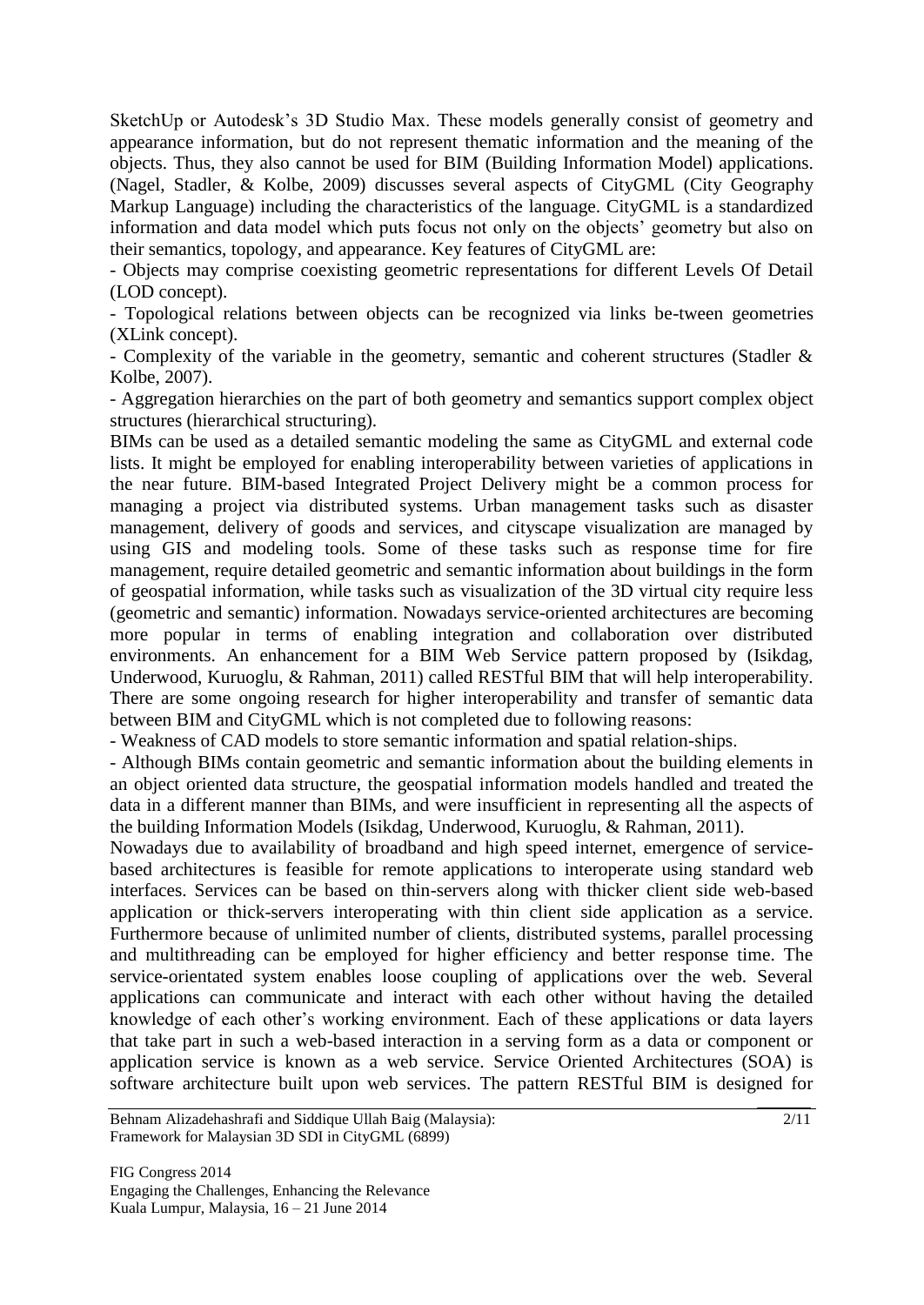SketchUp or Autodesk's 3D Studio Max. These models generally consist of geometry and appearance information, but do not represent thematic information and the meaning of the objects. Thus, they also cannot be used for BIM (Building Information Model) applications. (Nagel, Stadler, & Kolbe, 2009) discusses several aspects of CityGML (City Geography Markup Language) including the characteristics of the language. CityGML is a standardized information and data model which puts focus not only on the objects' geometry but also on their semantics, topology, and appearance. Key features of CityGML are:

- Objects may comprise coexisting geometric representations for different Levels Of Detail (LOD concept).
- Topological relations between objects can be recognized via links be-tween geometries (XLink concept).
- Complexity of the variable in the geometry, semantic and coherent structures (Stadler & Kolbe, 2007).
- Aggregation hierarchies on the part of both geometry and semantics support complex object structures (hierarchical structuring).

BIMs can be used as a detailed semantic modeling the same as CityGML and external code lists. It might be employed for enabling interoperability between varieties of applications in the near future. BIM-based Integrated Project Delivery might be a common process for managing a project via distributed systems. Urban management tasks such as disaster management, delivery of goods and services, and cityscape visualization are managed by using GIS and modeling tools. Some of these tasks such as response time for fire management, require detailed geometric and semantic information about buildings in the form of geospatial information, while tasks such as visualization of the 3D virtual city require less (geometric and semantic) information. Nowadays service-oriented architectures are becoming more popular in terms of enabling integration and collaboration over distributed environments. An enhancement for a BIM Web Service pattern proposed by (Isikdag, Underwood, Kuruoglu, & Rahman, 2011) called RESTful BIM that will help interoperability. There are some ongoing research for higher interoperability and transfer of semantic data between BIM and CityGML which is not completed due to following reasons:

- Weakness of CAD models to store semantic information and spatial relation-ships.
- Although BIMs contain geometric and semantic information about the building elements in an object oriented data structure, the geospatial information models handled and treated the data in a different manner than BIMs, and were insufficient in representing all the aspects of the building Information Models (Isikdag, Underwood, Kuruoglu, & Rahman, 2011).

Nowadays due to availability of broadband and high speed internet, emergence of service-based architectures is feasible for remote applications to interoperate using standard web interfaces. Services can be based on thin-servers along with thicker client side web-based application or thick-servers interoperating with thin client side application as a service. Furthermore because of unlimited number of clients, distributed systems, parallel processing and multithreading can be employed for higher efficiency and better response time. The service-orientated system enables loose coupling of applications over the web. Several applications can communicate and interact with each other without having the detailed knowledge of each other's working environment. Each of these applications or data layers that take part in such a web-based interaction in a serving form as a data or component or application service is known as a web service. Service Oriented Architectures (SOA) is software architecture built upon web services. The pattern RESTful BIM is designed for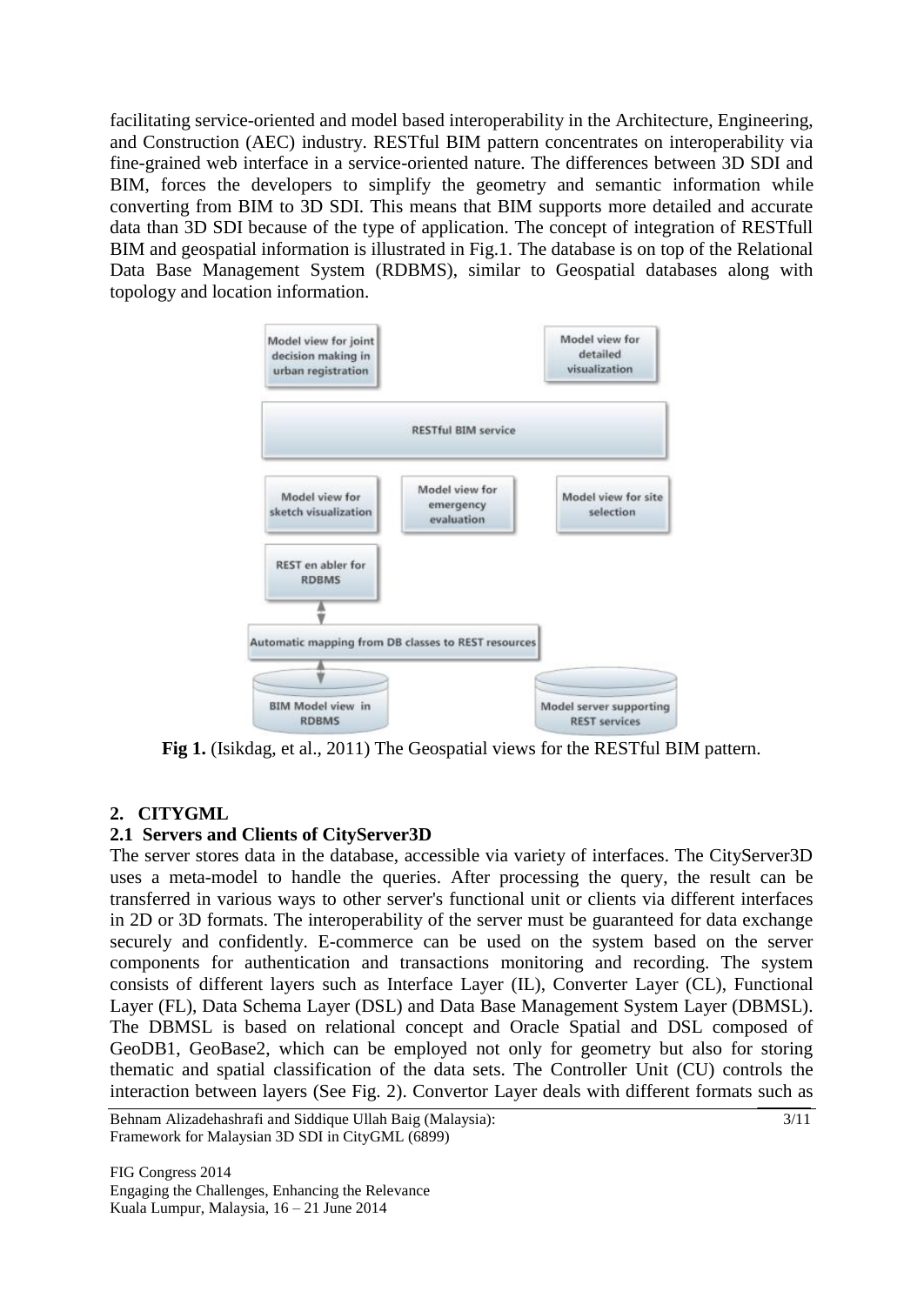facilitating service-oriented and model based interoperability in the Architecture, Engineering, and Construction (AEC) industry. RESTful BIM pattern concentrates on interoperability via fine-grained web interface in a service-oriented nature. The differences between 3D SDI and BIM, forces the developers to simplify the geometry and semantic information while converting from BIM to 3D SDI. This means that BIM supports more detailed and accurate data than 3D SDI because of the type of application. The concept of integration of RESTfull BIM and geospatial information is illustrated in Fig.1. The database is on top of the Relational Data Base Management System (RDBMS), similar to Geospatial databases along with topology and location information.

**Fig 1.** (Isikdag, et al., 2011) The Geospatial views for the RESTful BIM pattern.

## 2. CITYGML

### 2.1 Servers and Clients of CityServer3D

The server stores data in the database, accessible via variety of interfaces. The CityServer3D uses a meta-model to handle the queries. After processing the query, the result can be transferred in various ways to other server's functional unit or clients via different interfaces in 2D or 3D formats. The interoperability of the server must be guaranteed for data exchange securely and confidently. E-commerce can be used on the system based on the server components for authentication and transactions monitoring and recording. The system consists of different layers such as Interface Layer (IL), Converter Layer (CL), Functional Layer (FL), Data Schema Layer (DSL) and Data Base Management System Layer (DBMSL). The DBMSL is based on relational concept and Oracle Spatial and DSL composed of GeoDB1, GeoBase2, which can be employed not only for geometry but also for storing thematic and spatial classification of the data sets. The Controller Unit (CU) controls the interaction between layers (See Fig. 2). Convertor Layer deals with different formats such as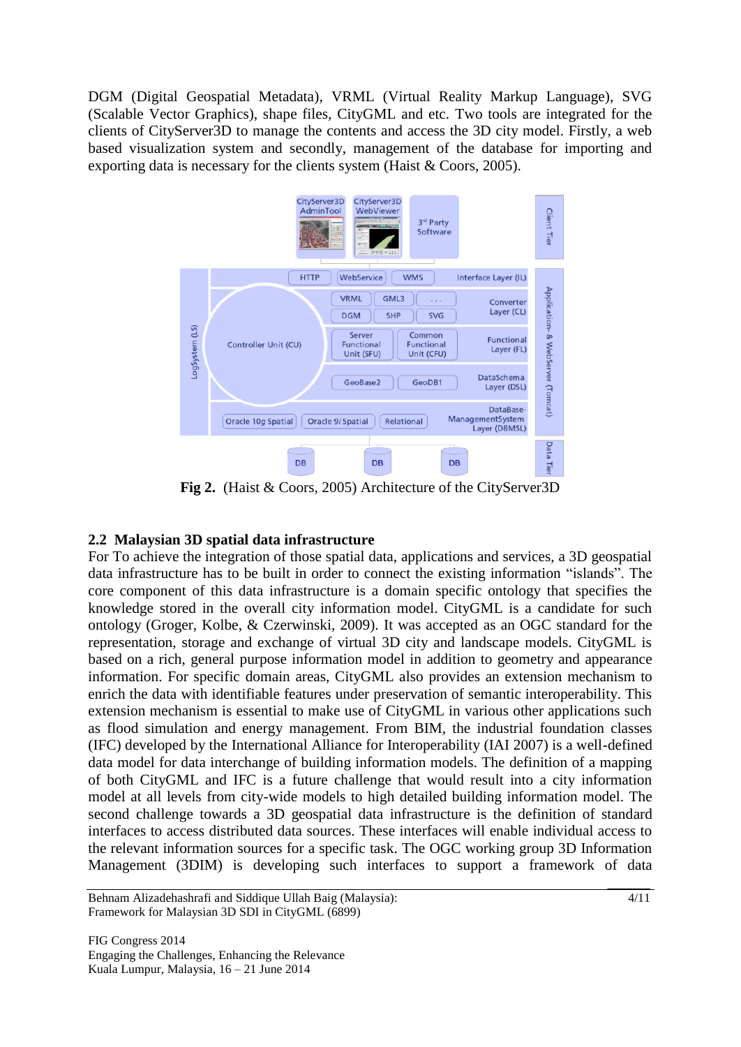DGM (Digital Geospatial Metadata), VRML (Virtual Reality Markup Language), SVG (Scalable Vector Graphics), shape files, CityGML and etc. Two tools are integrated for the clients of CityServer3D to manage the contents and access the 3D city model. Firstly, a web based visualization system and secondly, management of the database for importing and exporting data is necessary for the clients system (Haist & Coors, 2005).

**Fig 2.** (Haist & Coors, 2005) Architecture of the CityServer3D

## 2.2 Malaysian 3D spatial data infrastructure

For To achieve the integration of those spatial data, applications and services, a 3D geospatial data infrastructure has to be built in order to connect the existing information "islands". The core component of this data infrastructure is a domain specific ontology that specifies the knowledge stored in the overall city information model. CityGML is a candidate for such ontology (Groger, Kolbe, & Czerwinski, 2009). It was accepted as an OGC standard for the representation, storage and exchange of virtual 3D city and landscape models. CityGML is based on a rich, general purpose information model in addition to geometry and appearance information. For specific domain areas, CityGML also provides an extension mechanism to enrich the data with identifiable features under preservation of semantic interoperability. This extension mechanism is essential to make use of CityGML in various other applications such as flood simulation and energy management. From BIM, the industrial foundation classes (IFC) developed by the International Alliance for Interoperability (IAI 2007) is a well-defined data model for data interchange of building information models. The definition of a mapping of both CityGML and IFC is a future challenge that would result into a city information model at all levels from city-wide models to high detailed building information model. The second challenge towards a 3D geospatial data infrastructure is the definition of standard interfaces to access distributed data sources. These interfaces will enable individual access to the relevant information sources for a specific task. The OGC working group 3D Information Management (3DIM) is developing such interfaces to support a framework of data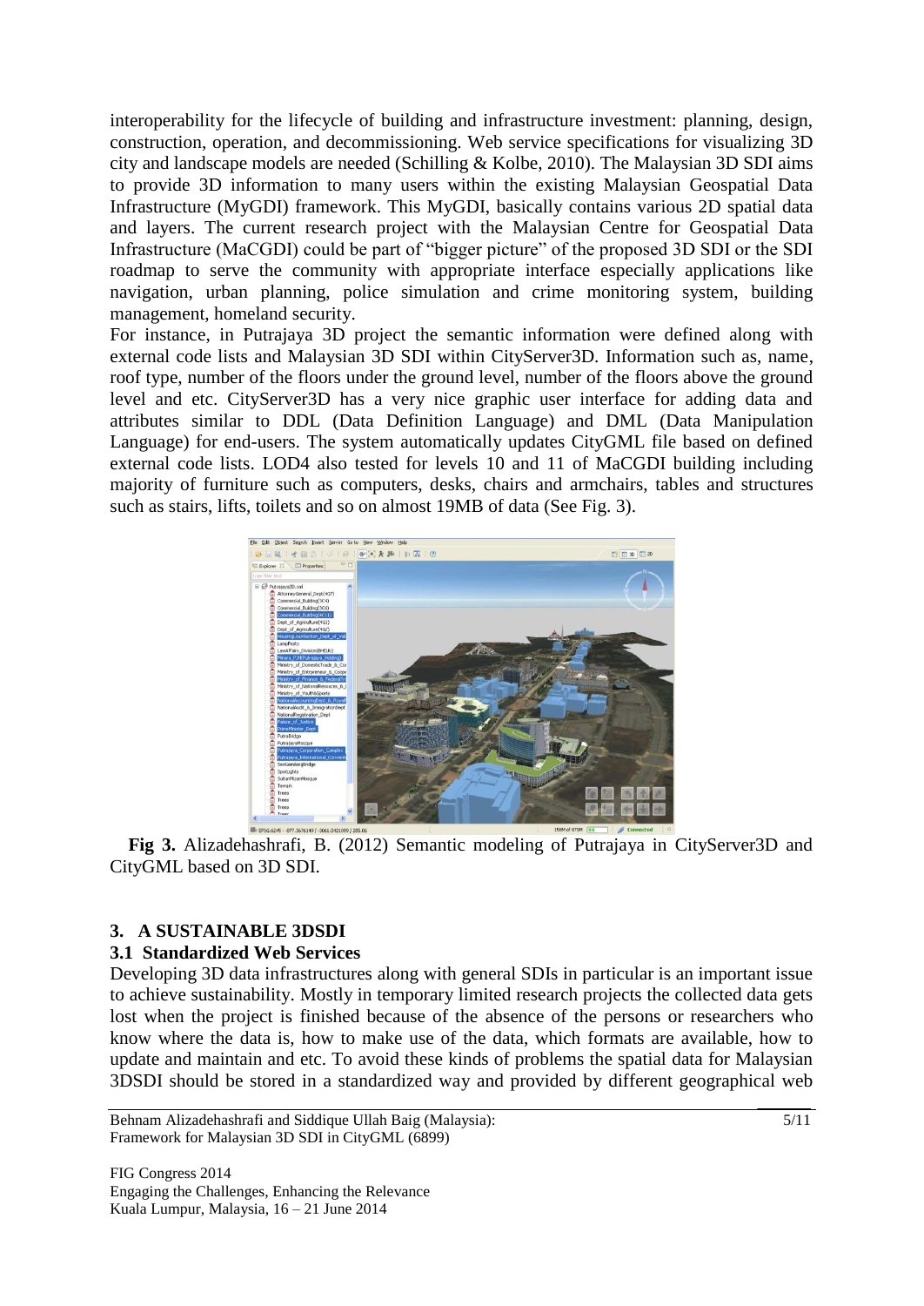interoperability for the lifecycle of building and infrastructure investment: planning, design, construction, operation, and decommissioning. Web service specifications for visualizing 3D city and landscape models are needed (Schilling & Kolbe, 2010). The Malaysian 3D SDI aims to provide 3D information to many users within the existing Malaysian Geospatial Data Infrastructure (MyGDI) framework. This MyGDI, basically contains various 2D spatial data and layers. The current research project with the Malaysian Centre for Geospatial Data Infrastructure (MaCGDI) could be part of "bigger picture" of the proposed 3D SDI or the SDI roadmap to serve the community with appropriate interface especially applications like navigation, urban planning, police simulation and crime monitoring system, building management, homeland security.

For instance, in Putrajaya 3D project the semantic information were defined along with external code lists and Malaysian 3D SDI within CityServer3D. Information such as, name, roof type, number of the floors under the ground level, number of the floors above the ground level and etc. CityServer3D has a very nice graphic user interface for adding data and attributes similar to DDL (Data Definition Language) and DML (Data Manipulation Language) for end-users. The system automatically updates CityGML file based on defined external code lists. LOD4 also tested for levels 10 and 11 of MaCGDI building including majority of furniture such as computers, desks, chairs and armchairs, tables and structures such as stairs, lifts, toilets and so on almost 19MB of data (See Fig. 3).

**Fig 3.** Alizadehashrafi, B. (2012) Semantic modeling of Putrajaya in CityServer3D and CityGML based on 3D SDI.

## 3. A SUSTAINABLE 3DSDI

### 3.1 Standardized Web Services

Developing 3D data infrastructures along with general SDIs in particular is an important issue to achieve sustainability. Mostly in temporary limited research projects the collected data gets lost when the project is finished because of the absence of the persons or researchers who know where the data is, how to make use of the data, which formats are available, how to update and maintain and etc. To avoid these kinds of problems the spatial data for Malaysian 3DSDI should be stored in a standardized way and provided by different geographical web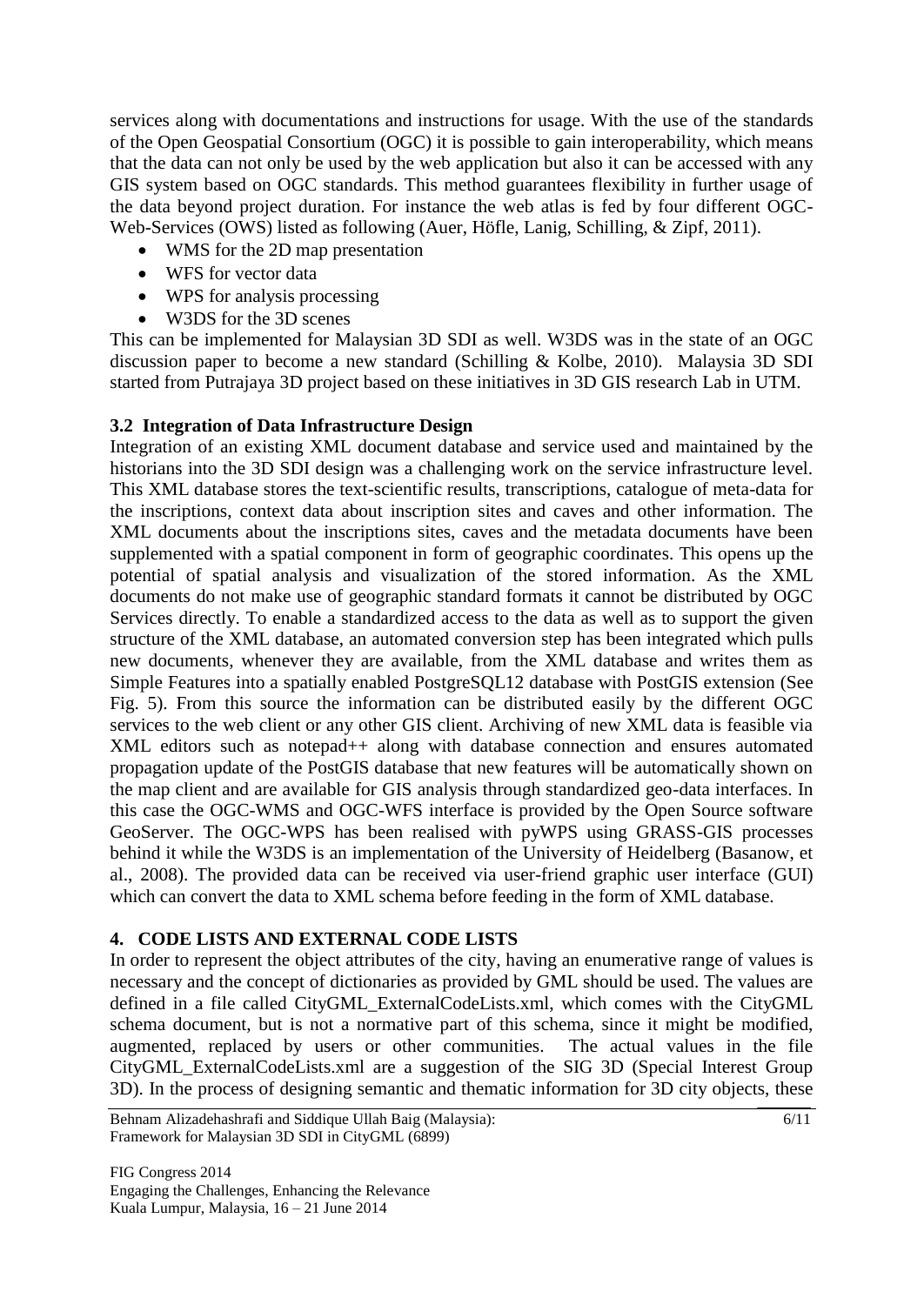services along with documentations and instructions for usage. With the use of the standards of the Open Geospatial Consortium (OGC) it is possible to gain interoperability, which means that the data can not only be used by the web application but also it can be accessed with any GIS system based on OGC standards. This method guarantees flexibility in further usage of the data beyond project duration. For instance the web atlas is fed by four different OGC-Web-Services (OWS) listed as following (Auer, Höfle, Lanig, Schilling, & Zipf, 2011).

- WMS for the 2D map presentation
- WFS for vector data
- WPS for analysis processing
- W3DS for the 3D scenes

This can be implemented for Malaysian 3D SDI as well. W3DS was in the state of an OGC discussion paper to become a new standard (Schilling & Kolbe, 2010). Malaysia 3D SDI started from Putrajaya 3D project based on these initiatives in 3D GIS research Lab in UTM.

### 3.2 Integration of Data Infrastructure Design

Integration of an existing XML document database and service used and maintained by the historians into the 3D SDI design was a challenging work on the service infrastructure level. This XML database stores the text-scientific results, transcriptions, catalogue of meta-data for the inscriptions, context data about inscription sites and caves and other information. The XML documents about the inscriptions sites, caves and the metadata documents have been supplemented with a spatial component in form of geographic coordinates. This opens up the potential of spatial analysis and visualization of the stored information. As the XML documents do not make use of geographic standard formats it cannot be distributed by OGC Services directly. To enable a standardized access to the data as well as to support the given structure of the XML database, an automated conversion step has been integrated which pulls new documents, whenever they are available, from the XML database and writes them as Simple Features into a spatially enabled PostgreSQL12 database with PostGIS extension (See Fig. 5). From this source the information can be distributed easily by the different OGC services to the web client or any other GIS client. Archiving of new XML data is feasible via XML editors such as notepad++ along with database connection and ensures automated propagation update of the PostGIS database that new features will be automatically shown on the map client and are available for GIS analysis through standardized geo-data interfaces. In this case the OGC-WMS and OGC-WFS interface is provided by the Open Source software GeoServer. The OGC-WPS has been realised with pyWPS using GRASS-GIS processes behind it while the W3DS is an implementation of the University of Heidelberg (Basanow, et al., 2008). The provided data can be received via user-friend graphic user interface (GUI) which can convert the data to XML schema before feeding in the form of XML database.

## 4. CODE LISTS AND EXTERNAL CODE LISTS

In order to represent the object attributes of the city, having an enumerative range of values is necessary and the concept of dictionaries as provided by GML should be used. The values are defined in a file called CityGML_ExternalCodeLists.xml, which comes with the CityGML schema document, but is not a normative part of this schema, since it might be modified, augmented, replaced by users or other communities. The actual values in the file CityGML_ExternalCodeLists.xml are a suggestion of the SIG 3D (Special Interest Group 3D). In the process of designing semantic and thematic information for 3D city objects, these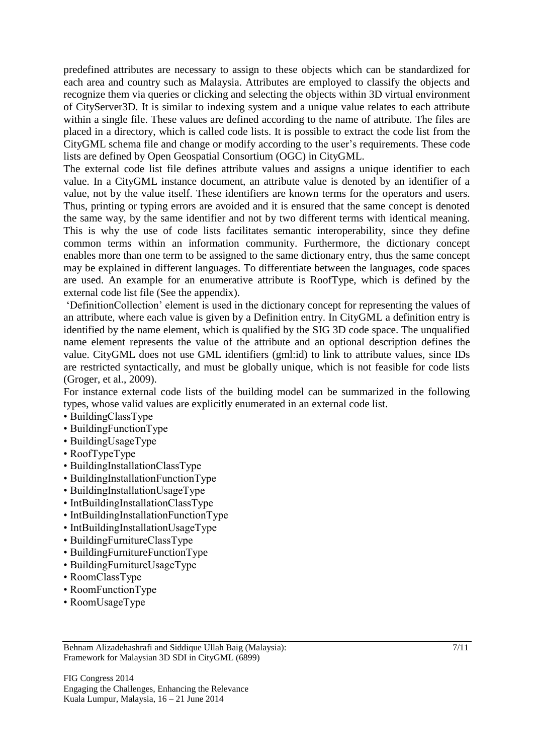predefined attributes are necessary to assign to these objects which can be standardized for each area and country such as Malaysia. Attributes are employed to classify the objects and recognize them via queries or clicking and selecting the objects within 3D virtual environment of CityServer3D. It is similar to indexing system and a unique value relates to each attribute within a single file. These values are defined according to the name of attribute. The files are placed in a directory, which is called code lists. It is possible to extract the code list from the CityGML schema file and change or modify according to the user's requirements. These code lists are defined by Open Geospatial Consortium (OGC) in CityGML.

The external code list file defines attribute values and assigns a unique identifier to each value. In a CityGML instance document, an attribute value is denoted by an identifier of a value, not by the value itself. These identifiers are known terms for the operators and users. Thus, printing or typing errors are avoided and it is ensured that the same concept is denoted the same way, by the same identifier and not by two different terms with identical meaning. This is why the use of code lists facilitates semantic interoperability, since they define common terms within an information community. Furthermore, the dictionary concept enables more than one term to be assigned to the same dictionary entry, thus the same concept may be explained in different languages. To differentiate between the languages, code spaces are used. An example for an enumerative attribute is RoofType, which is defined by the external code list file (See the appendix).

'DefinitionCollection' element is used in the dictionary concept for representing the values of an attribute, where each value is given by a Definition entry. In CityGML a definition entry is identified by the name element, which is qualified by the SIG 3D code space. The unqualified name element represents the value of the attribute and an optional description defines the value. CityGML does not use GML identifiers (gml:id) to link to attribute values, since IDs are restricted syntactically, and must be globally unique, which is not feasible for code lists (Groger, et al., 2009).

For instance external code lists of the building model can be summarized in the following types, whose valid values are explicitly enumerated in an external code list.

- BuildingClassType
- BuildingFunctionType
- BuildingUsageType
- RoofTypeType
- BuildingInstallationClassType
- BuildingInstallationFunctionType
- BuildingInstallationUsageType
- IntBuildingInstallationClassType
- IntBuildingInstallationFunctionType
- IntBuildingInstallationUsageType
- BuildingFurnitureClassType
- BuildingFurnitureFunctionType
- BuildingFurnitureUsageType
- RoomClassType
- RoomFunctionType
- RoomUsageType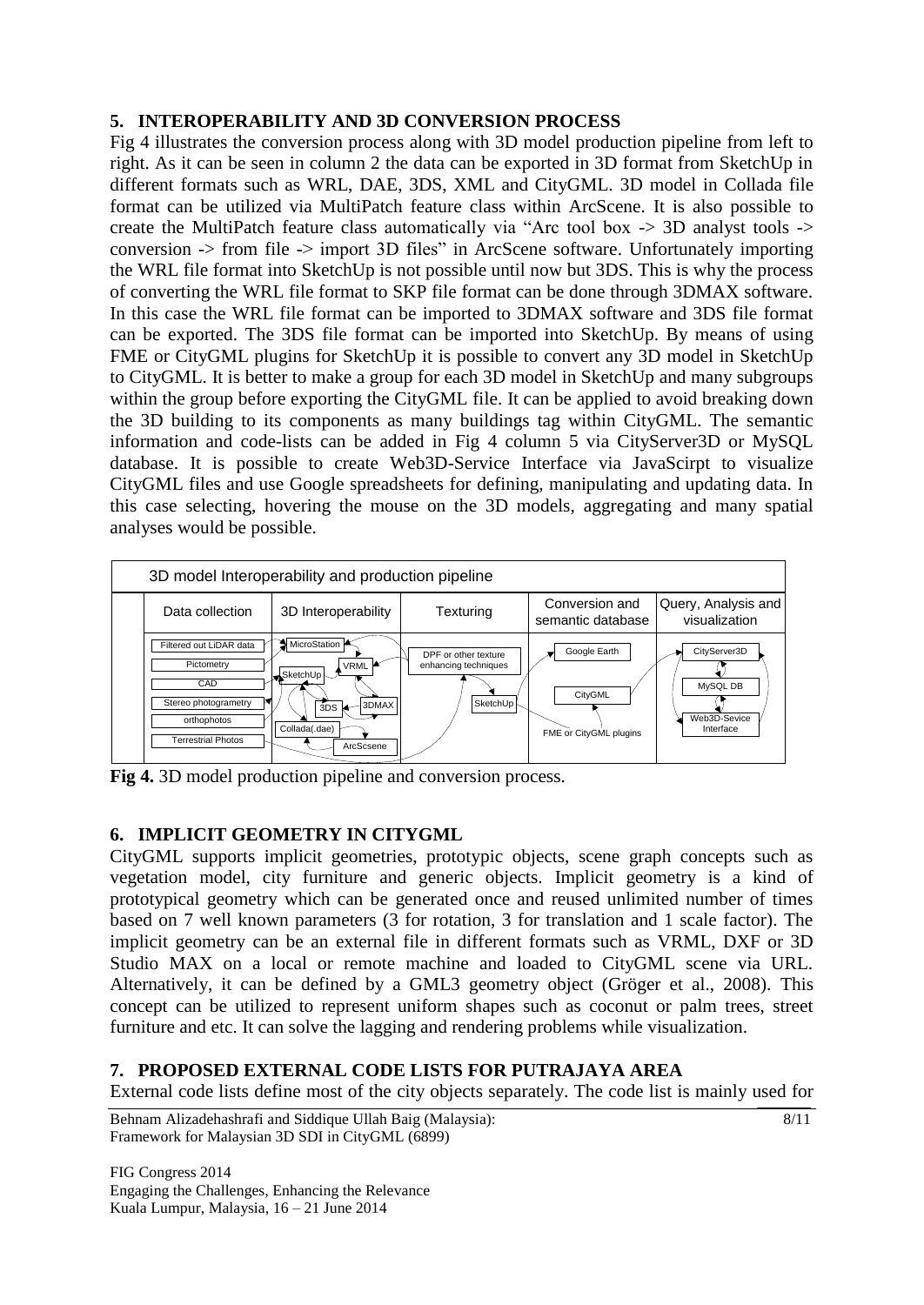## 5. INTEROPERABILITY AND 3D CONVERSION PROCESS

Fig 4 illustrates the conversion process along with 3D model production pipeline from left to right. As it can be seen in column 2 the data can be exported in 3D format from SketchUp in different formats such as WRL, DAE, 3DS, XML and CityGML. 3D model in Collada file format can be utilized via MultiPatch feature class within ArcScene. It is also possible to create the MultiPatch feature class automatically via "Arc tool box -> 3D analyst tools -> conversion -> from file -> import 3D files" in ArcScene software. Unfortunately importing the WRL file format into SketchUp is not possible until now but 3DS. This is why the process of converting the WRL file format to SKP file format can be done through 3DMAX software. In this case the WRL file format can be imported to 3DMAX software and 3DS file format can be exported. The 3DS file format can be imported into SketchUp. By means of using FME or CityGML plugins for SketchUp it is possible to convert any 3D model in SketchUp to CityGML. It is better to make a group for each 3D model in SketchUp and many subgroups within the group before exporting the CityGML file. It can be applied to avoid breaking down the 3D building to its components as many buildings tag within CityGML. The semantic information and code-lists can be added in Fig 4 column 5 via CityServer3D or MySQL database. It is possible to create Web3D-Service Interface via JavaScirpt to visualize CityGML files and use Google spreadsheets for defining, manipulating and updating data. In this case selecting, hovering the mouse on the 3D models, aggregating and many spatial analyses would be possible.

3D model Interoperability and production pipeline

| Data collection | 3D Interoperability | Texturing | Conversion and semantic database | Query, Analysis and visualization |
|---|---|---|---|---|
| Filtered out LiDAR data | MicroStation | DPF or other texture enhancing techniques | Google Earth | CityServer3D |
| Pictometry | VRML | SketchUp | CityGML | MySQL DB |
| CAD | SketchUp | | FME or CityGML plugins | Web3D-Sevice Interface |
| Stereo photogrametry | 3DS | | | |
| orthophotos | 3DMAX | | | |
| Terrestrial Photos | Collada(.dae) | | | |
| | ArcScsene | | | |

**Fig 4.** 3D model production pipeline and conversion process.

## 6. IMPLICIT GEOMETRY IN CITYGML

CityGML supports implicit geometries, prototypic objects, scene graph concepts such as vegetation model, city furniture and generic objects. Implicit geometry is a kind of prototypical geometry which can be generated once and reused unlimited number of times based on 7 well known parameters (3 for rotation, 3 for translation and 1 scale factor). The implicit geometry can be an external file in different formats such as VRML, DXF or 3D Studio MAX on a local or remote machine and loaded to CityGML scene via URL. Alternatively, it can be defined by a GML3 geometry object (Gröger et al., 2008). This concept can be utilized to represent uniform shapes such as coconut or palm trees, street furniture and etc. It can solve the lagging and rendering problems while visualization.

## 7. PROPOSED EXTERNAL CODE LISTS FOR PUTRAJAYA AREA

External code lists define most of the city objects separately. The code list is mainly used for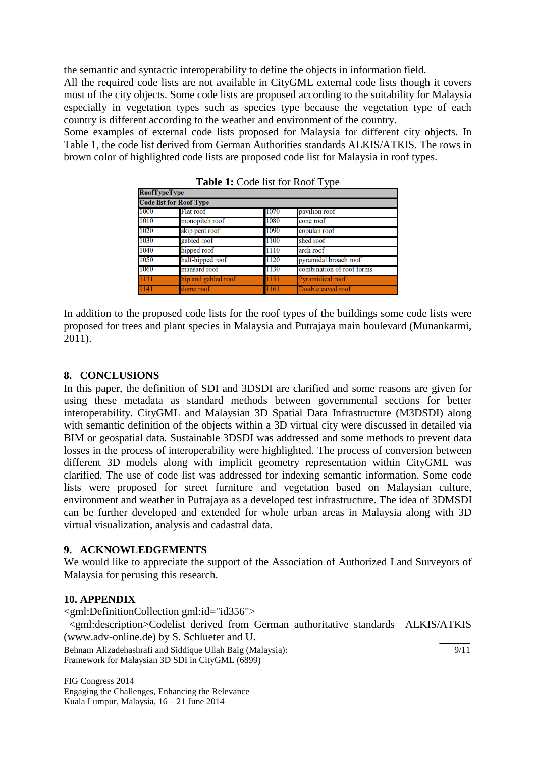the semantic and syntactic interoperability to define the objects in information field.
All the required code lists are not available in CityGML external code lists though it covers most of the city objects. Some code lists are proposed according to the suitability for Malaysia especially in vegetation types such as species type because the vegetation type of each country is different according to the weather and environment of the country.
Some examples of external code lists proposed for Malaysia for different city objects. In Table 1, the code list derived from German Authorities standards ALKIS/ATKIS. The rows in brown color of highlighted code lists are proposed code list for Malaysia in roof types.

**Table 1:** Code list for Roof Type

| **RoofTypeType** | | | |
|---|---|---|---|
| **Code list for Roof Type** | | | |
| 1000 | Flat roof | 1070 | pavilion roof |
| 1010 | monopitch roof | 1080 | cone roof |
| 1020 | skip pent roof | 1090 | copulan roof |
| 1030 | gabled roof | 1100 | shed roof |
| 1040 | hipped roof | 1110 | arch roof |
| 1050 | half-hipped roof | 1120 | pyramidal broach roof |
| 1060 | mansard roof | 1130 | combination of roof forms |
| 1131 | hip and gabled roof | 1151 | Pyramidical roof |
| 1141 | dome roof | 1161 | Double eaved roof |

In addition to the proposed code lists for the roof types of the buildings some code lists were proposed for trees and plant species in Malaysia and Putrajaya main boulevard (Munankarmi, 2011).

## 8. CONCLUSIONS

In this paper, the definition of SDI and 3DSDI are clarified and some reasons are given for using these metadata as standard methods between governmental sections for better interoperability. CityGML and Malaysian 3D Spatial Data Infrastructure (M3DSDI) along with semantic definition of the objects within a 3D virtual city were discussed in detailed via BIM or geospatial data. Sustainable 3DSDI was addressed and some methods to prevent data losses in the process of interoperability were highlighted. The process of conversion between different 3D models along with implicit geometry representation within CityGML was clarified. The use of code list was addressed for indexing semantic information. Some code lists were proposed for street furniture and vegetation based on Malaysian culture, environment and weather in Putrajaya as a developed test infrastructure. The idea of 3DMSDI can be further developed and extended for whole urban areas in Malaysia along with 3D virtual visualization, analysis and cadastral data.

## 9. ACKNOWLEDGEMENTS

We would like to appreciate the support of the Association of Authorized Land Surveyors of Malaysia for perusing this research.

## 10. APPENDIX

```
<gml:DefinitionCollection gml:id="id356">
  <gml:description>Codelist derived from German authoritative standards ALKIS/ATKIS
(www.adv-online.de) by S. Schlueter and U.
```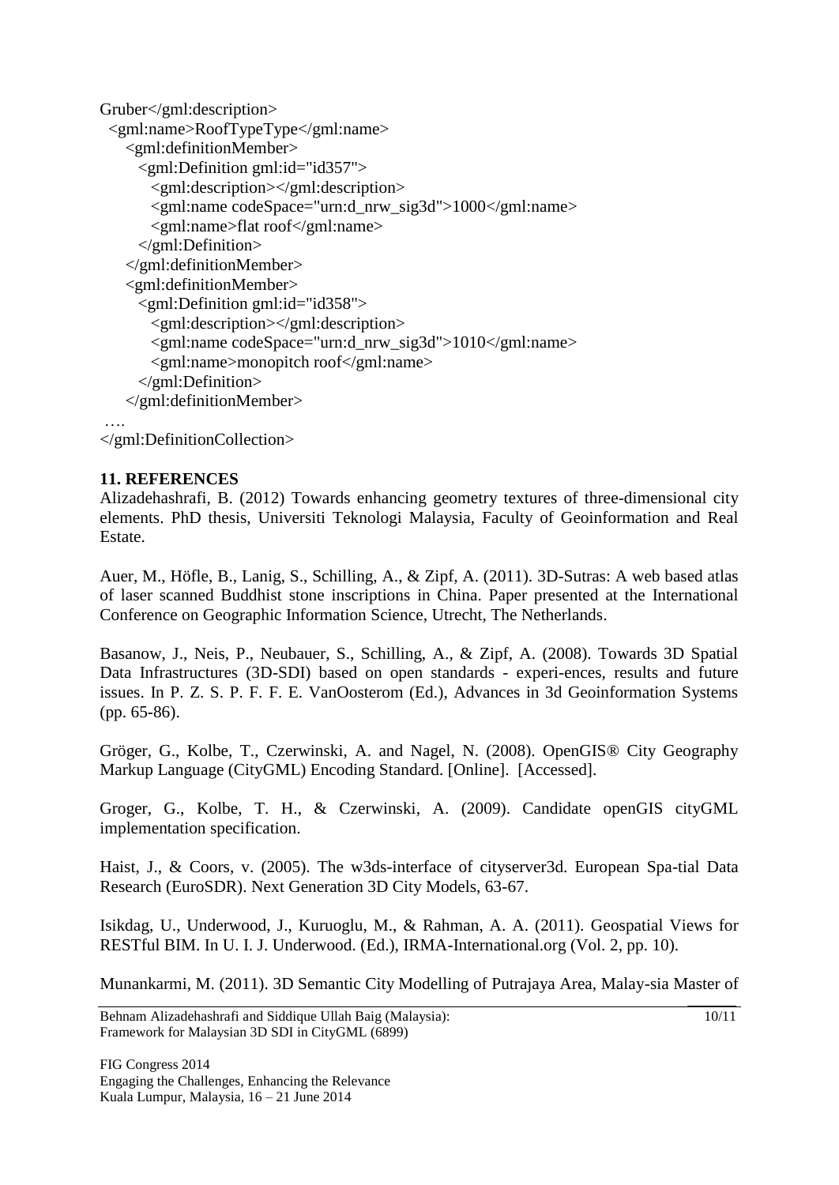```
Gruber</gml:description>
  <gml:name>RoofTypeType</gml:name>
    <gml:definitionMember>
      <gml:Definition gml:id="id357">
        <gml:description></gml:description>
        <gml:name codeSpace="urn:d_nrw_sig3d">1000</gml:name>
        <gml:name>flat roof</gml:name>
      </gml:Definition>
    </gml:definitionMember>
    <gml:definitionMember>
      <gml:Definition gml:id="id358">
        <gml:description></gml:description>
        <gml:name codeSpace="urn:d_nrw_sig3d">1010</gml:name>
        <gml:name>monopitch roof</gml:name>
      </gml:Definition>
    </gml:definitionMember>
 ….
</gml:DefinitionCollection>
```

## 11. REFERENCES

Alizadehashrafi, B. (2012) Towards enhancing geometry textures of three-dimensional city elements. PhD thesis, Universiti Teknologi Malaysia, Faculty of Geoinformation and Real Estate.

Auer, M., Höfle, B., Lanig, S., Schilling, A., & Zipf, A. (2011). 3D-Sutras: A web based atlas of laser scanned Buddhist stone inscriptions in China. Paper presented at the International Conference on Geographic Information Science, Utrecht, The Netherlands.

Basanow, J., Neis, P., Neubauer, S., Schilling, A., & Zipf, A. (2008). Towards 3D Spatial Data Infrastructures (3D-SDI) based on open standards - experi-ences, results and future issues. In P. Z. S. P. F. F. E. VanOosterom (Ed.), Advances in 3d Geoinformation Systems (pp. 65-86).

Gröger, G., Kolbe, T., Czerwinski, A. and Nagel, N. (2008). OpenGIS® City Geography Markup Language (CityGML) Encoding Standard. [Online]. [Accessed].

Groger, G., Kolbe, T. H., & Czerwinski, A. (2009). Candidate openGIS cityGML implementation specification.

Haist, J., & Coors, v. (2005). The w3ds-interface of cityserver3d. European Spa-tial Data Research (EuroSDR). Next Generation 3D City Models, 63-67.

Isikdag, U., Underwood, J., Kuruoglu, M., & Rahman, A. A. (2011). Geospatial Views for RESTful BIM. In U. I. J. Underwood. (Ed.), IRMA-International.org (Vol. 2, pp. 10).

Munankarmi, M. (2011). 3D Semantic City Modelling of Putrajaya Area, Malay-sia Master of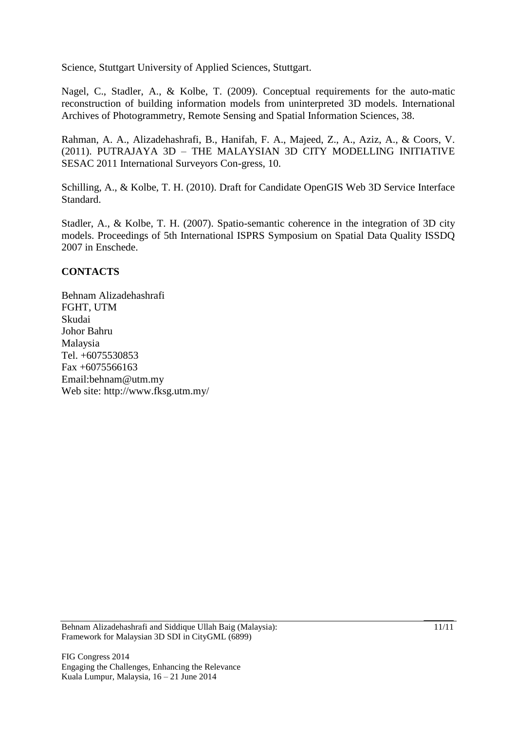Science, Stuttgart University of Applied Sciences, Stuttgart.

Nagel, C., Stadler, A., & Kolbe, T. (2009). Conceptual requirements for the auto-matic reconstruction of building information models from uninterpreted 3D models. International Archives of Photogrammetry, Remote Sensing and Spatial Information Sciences, 38.

Rahman, A. A., Alizadehashrafi, B., Hanifah, F. A., Majeed, Z., A., Aziz, A., & Coors, V. (2011). PUTRAJAYA 3D – THE MALAYSIAN 3D CITY MODELLING INITIATIVE SESAC 2011 International Surveyors Con-gress, 10.

Schilling, A., & Kolbe, T. H. (2010). Draft for Candidate OpenGIS Web 3D Service Interface Standard.

Stadler, A., & Kolbe, T. H. (2007). Spatio-semantic coherence in the integration of 3D city models. Proceedings of 5th International ISPRS Symposium on Spatial Data Quality ISSDQ 2007 in Enschede.

## CONTACTS

Behnam Alizadehashrafi
FGHT, UTM
Skudai
Johor Bahru
Malaysia
Tel. +6075530853
Fax +6075566163
Email:behnam@utm.my
Web site: http://www.fksg.utm.my/